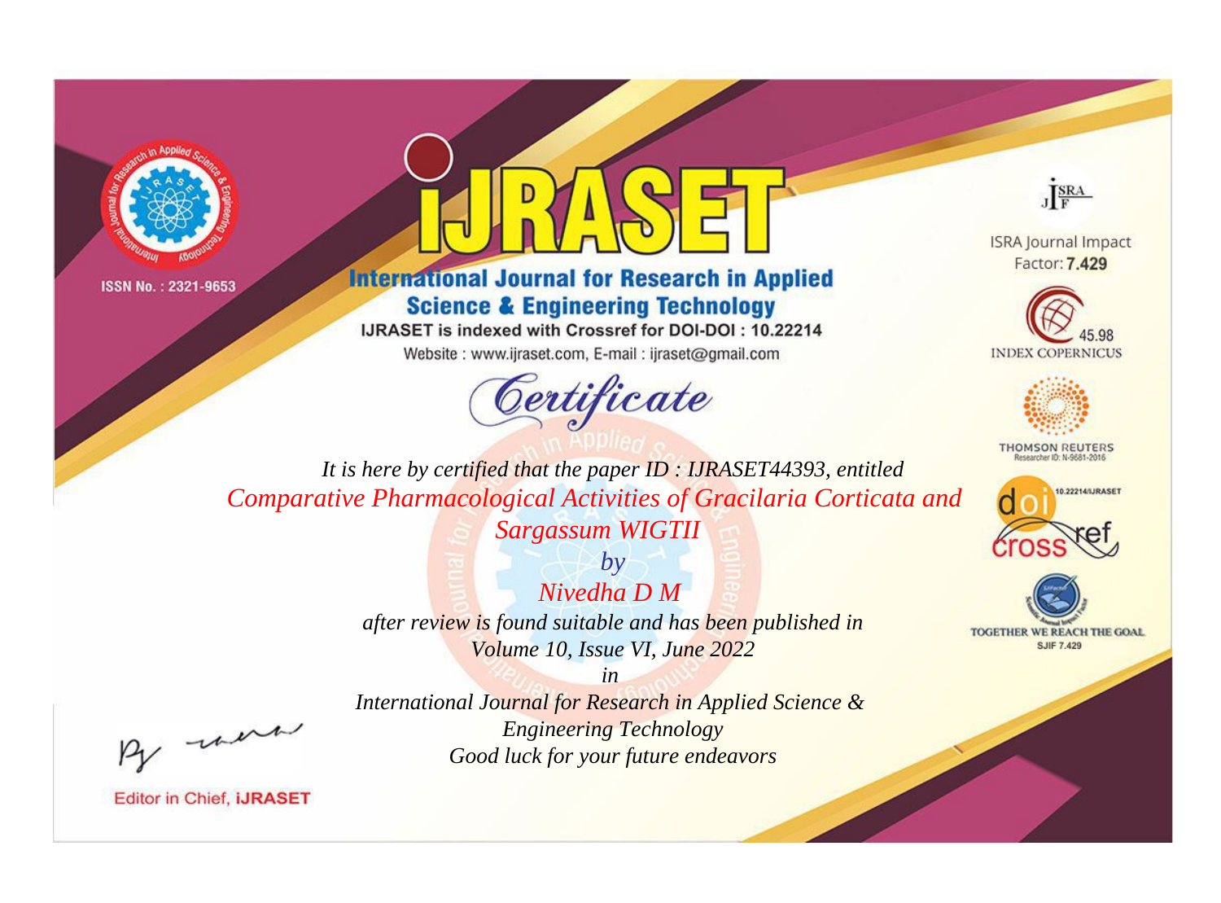ISSN No. : 2321-9653

# IJRASET

## International Journal for Research in Applied Science & Engineering Technology

IJRASET is indexed with Crossref for DOI-DOI : 10.22214

Website : www.ijraset.com, E-mail : ijraset@gmail.com

ISRA Journal Impact Factor: **7.429**

45.98 INDEX COPERNICUS

THOMSON REUTERS Researcher ID: N-9681-2016

10.22214/IJRASET

TOGETHER WE REACH THE GOAL SJIF 7.429

# *Certificate*

*It is here by certified that the paper ID : IJRASET44393, entitled*

*Comparative Pharmacological Activities of Gracilaria Corticata and Sargassum WIGTII*

*by*

*Nivedha D M*

*after review is found suitable and has been published in*

*Volume 10, Issue VI, June 2022*

*in*

*International Journal for Research in Applied Science & Engineering Technology*

*Good luck for your future endeavors*

Editor in Chief, **iJRASET**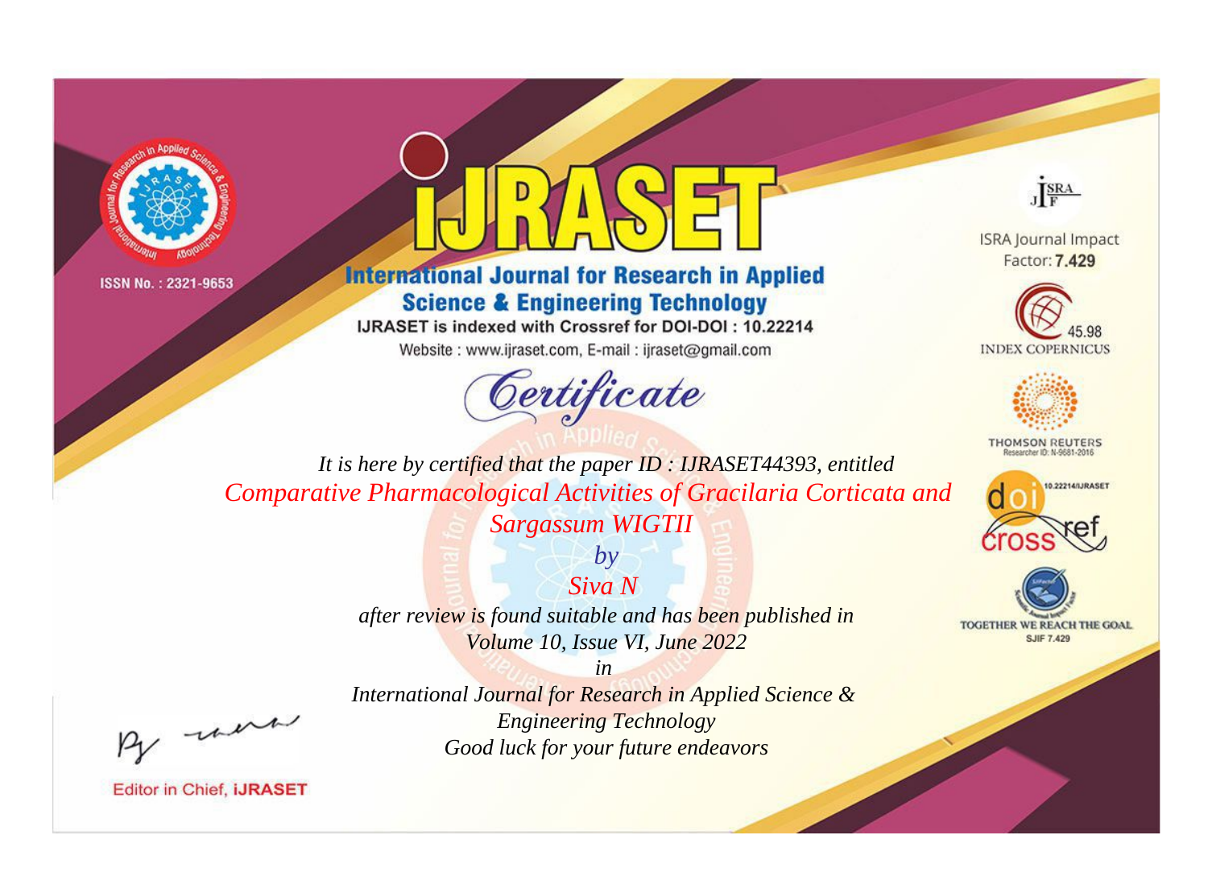ISSN No. : 2321-9653

# iJRASET

## International Journal for Research in Applied Science & Engineering Technology

IJRASET is indexed with Crossref for DOI-DOI : 10.22214

Website : www.ijraset.com, E-mail : ijraset@gmail.com

*Certificate*

ISRA Journal Impact Factor: **7.429**

45.98 INDEX COPERNICUS

THOMSON REUTERS Researcher ID: N-9681-2016

10.22214/IJRASET

TOGETHER WE REACH THE GOAL SJIF 7.429

*It is here by certified that the paper ID : IJRASET44393, entitled*

*Comparative Pharmacological Activities of Gracilaria Corticata and Sargassum WIGTII*

*by*

*Siva N*

*after review is found suitable and has been published in*

*Volume 10, Issue VI, June 2022*

*in*

*International Journal for Research in Applied Science & Engineering Technology*

*Good luck for your future endeavors*

Editor in Chief, **iJRASET**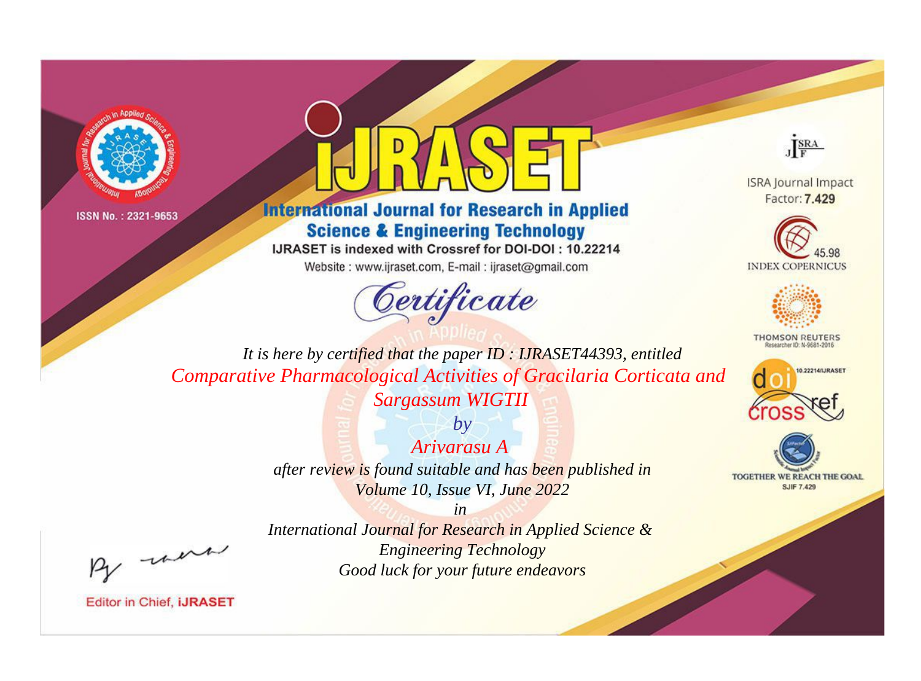ISSN No. : 2321-9653

# iJRASET

## International Journal for Research in Applied Science & Engineering Technology

IJRASET is indexed with Crossref for DOI-DOI : 10.22214

Website : www.ijraset.com, E-mail : ijraset@gmail.com

*Certificate*

*It is here by certified that the paper ID : IJRASET44393, entitled*

*Comparative Pharmacological Activities of Gracilaria Corticata and Sargassum WIGTII*

*by*

*Arivarasu A*

*after review is found suitable and has been published in*

*Volume 10, Issue VI, June 2022*

*in*

*International Journal for Research in Applied Science & Engineering Technology*

*Good luck for your future endeavors*

ISRA Journal Impact Factor: **7.429**

45.98 INDEX COPERNICUS

THOMSON REUTERS Researcher ID: N-9681-2016

10.22214/IJRASET

TOGETHER WE REACH THE GOAL SJIF 7.429

Editor in Chief, **iJRASET**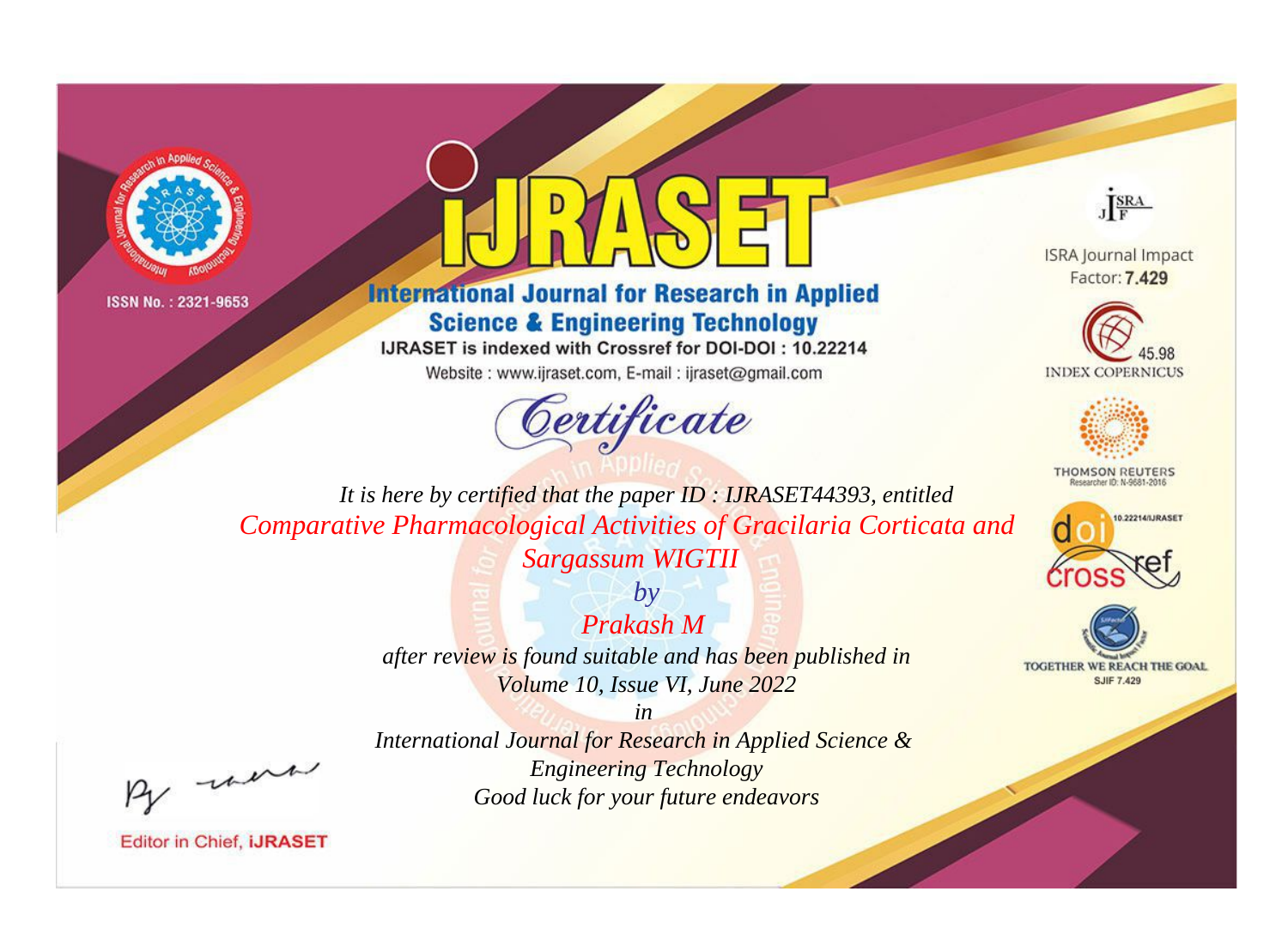ISSN No. : 2321-9653

# iJRASET

## International Journal for Research in Applied Science & Engineering Technology

IJRASET is indexed with Crossref for DOI-DOI : 10.22214

Website : www.ijraset.com, E-mail : ijraset@gmail.com

*Certificate*

*It is here by certified that the paper ID : IJRASET44393, entitled*

*Comparative Pharmacological Activities of Gracilaria Corticata and Sargassum WIGTII*

*by*

*Prakash M*

*after review is found suitable and has been published in*

*Volume 10, Issue VI, June 2022*

*in*

*International Journal for Research in Applied Science & Engineering Technology*

*Good luck for your future endeavors*

Editor in Chief, iJRASET

ISRA Journal Impact Factor: **7.429**

45.98 INDEX COPERNICUS

THOMSON REUTERS Researcher ID: N-9681-2016

10.22214/IJRASET

TOGETHER WE REACH THE GOAL SJIF 7.429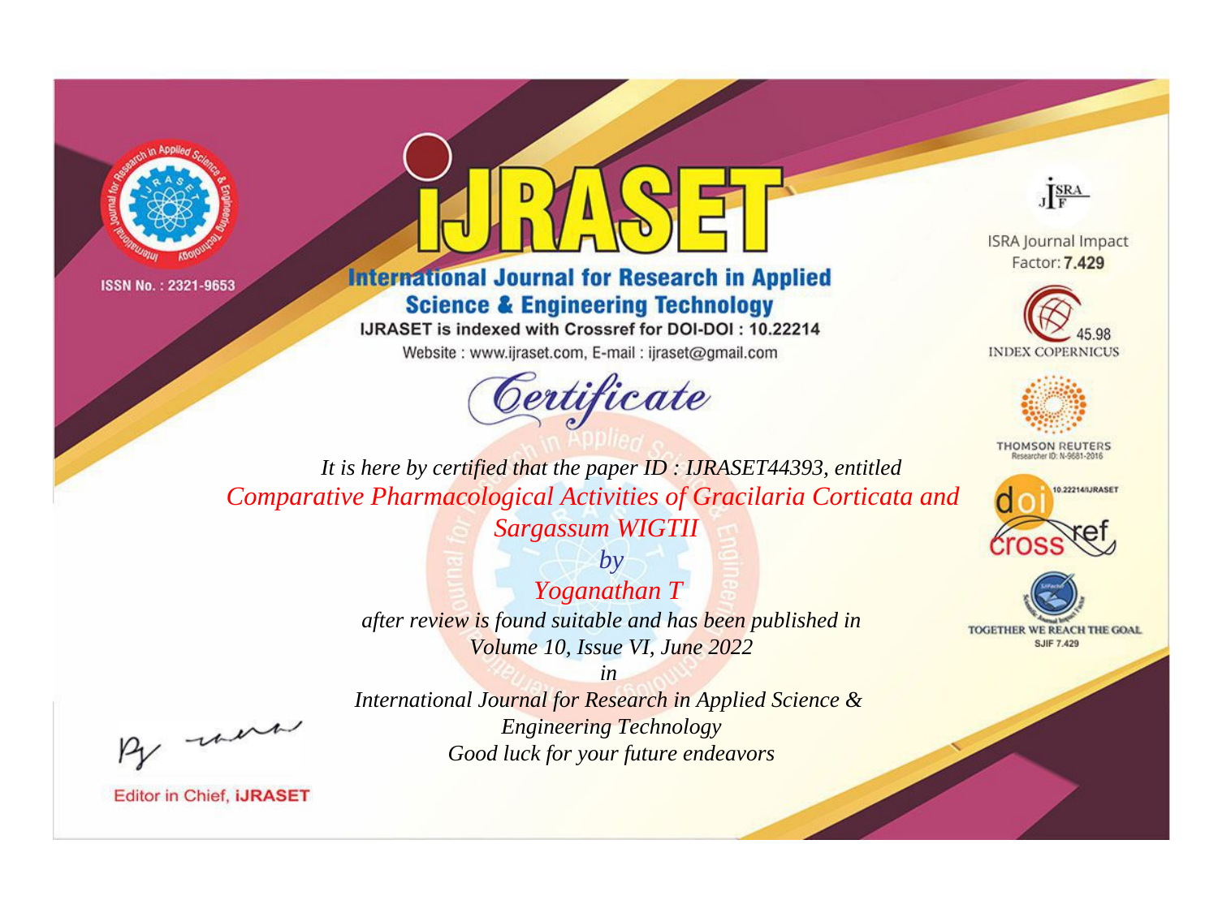ISSN No. : 2321-9653

# iJRASET

**International Journal for Research in Applied Science & Engineering Technology**

IJRASET is indexed with Crossref for DOI-DOI : 10.22214

Website : www.ijraset.com, E-mail : ijraset@gmail.com

ISRA Journal Impact Factor: **7.429**

45.98 INDEX COPERNICUS

THOMSON REUTERS Researcher ID: N-9681-2016

10.22214/IJRASET

TOGETHER WE REACH THE GOAL SJIF 7.429

## *Certificate*

*It is here by certified that the paper ID : IJRASET44393, entitled*

*Comparative Pharmacological Activities of Gracilaria Corticata and Sargassum WIGTII*

*by*

*Yoganathan T*

*after review is found suitable and has been published in*

*Volume 10, Issue VI, June 2022*

*in*

*International Journal for Research in Applied Science & Engineering Technology*

*Good luck for your future endeavors*

Editor in Chief, **iJRASET**